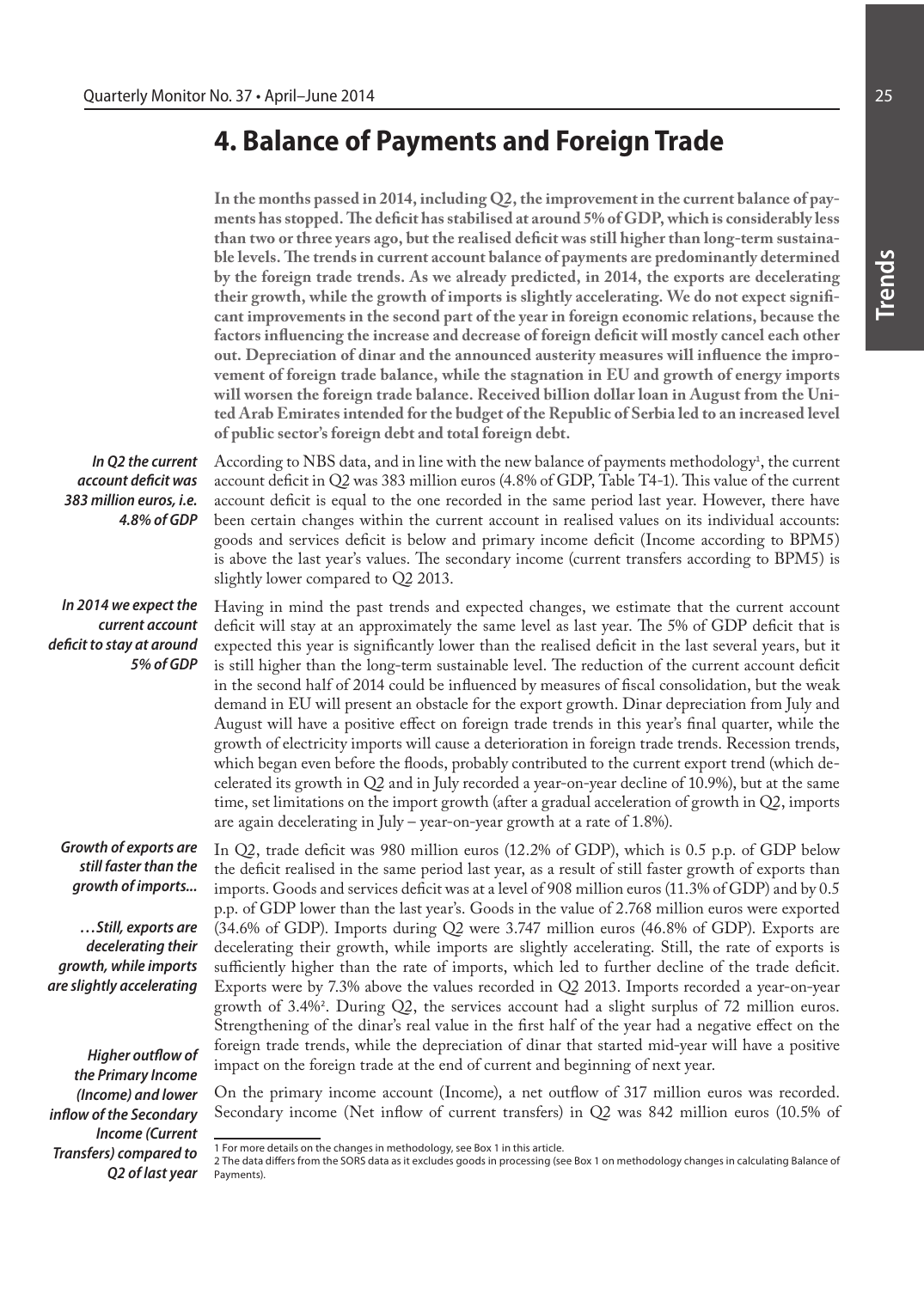# 4. Balance of Payments and Foreign Trade

**In the months passed in 2014, including Q2, the improvement in the current balance of payments has stopped. The deficit has stabilised at around 5% of GDP, which is considerably less than two or three years ago, but the realised deficit was still higher than long-term sustainable levels. The trends in current account balance of payments are predominantly determined by the foreign trade trends. As we already predicted, in 2014, the exports are decelerating their growth, while the growth of imports is slightly accelerating. We do not expect significant improvements in the second part of the year in foreign economic relations, because the factors influencing the increase and decrease of foreign deficit will mostly cancel each other out. Depreciation of dinar and the announced austerity measures will influence the improvement of foreign trade balance, while the stagnation in EU and growth of energy imports will worsen the foreign trade balance. Received billion dollar loan in August from the United Arab Emirates intended for the budget of the Republic of Serbia led to an increased level of public sector's foreign debt and total foreign debt.**

***In Q2 the current account deficit was 383 million euros, i.e. 4.8% of GDP***

According to NBS data, and in line with the new balance of payments methodology[1], the current account deficit in Q2 was 383 million euros (4.8% of GDP, Table T4-1). This value of the current account deficit is equal to the one recorded in the same period last year. However, there have been certain changes within the current account in realised values on its individual accounts: goods and services deficit is below and primary income deficit (Income according to BPM5) is above the last year's values. The secondary income (current transfers according to BPM5) is slightly lower compared to Q2 2013.

***In 2014 we expect the current account deficit to stay at around 5% of GDP***

Having in mind the past trends and expected changes, we estimate that the current account deficit will stay at an approximately the same level as last year. The 5% of GDP deficit that is expected this year is significantly lower than the realised deficit in the last several years, but it is still higher than the long-term sustainable level. The reduction of the current account deficit in the second half of 2014 could be influenced by measures of fiscal consolidation, but the weak demand in EU will present an obstacle for the export growth. Dinar depreciation from July and August will have a positive effect on foreign trade trends in this year's final quarter, while the growth of electricity imports will cause a deterioration in foreign trade trends. Recession trends, which began even before the floods, probably contributed to the current export trend (which decelerated its growth in Q2 and in July recorded a year-on-year decline of 10.9%), but at the same time, set limitations on the import growth (after a gradual acceleration of growth in Q2, imports are again decelerating in July – year-on-year growth at a rate of 1.8%).

***Growth of exports are still faster than the growth of imports...***

***…Still, exports are decelerating their growth, while imports are slightly accelerating***

In Q2, trade deficit was 980 million euros (12.2% of GDP), which is 0.5 p.p. of GDP below the deficit realised in the same period last year, as a result of still faster growth of exports than imports. Goods and services deficit was at a level of 908 million euros (11.3% of GDP) and by 0.5 p.p. of GDP lower than the last year's. Goods in the value of 2.768 million euros were exported (34.6% of GDP). Imports during Q2 were 3.747 million euros (46.8% of GDP). Exports are decelerating their growth, while imports are slightly accelerating. Still, the rate of exports is sufficiently higher than the rate of imports, which led to further decline of the trade deficit. Exports were by 7.3% above the values recorded in Q2 2013. Imports recorded a year-on-year growth of 3.4%[2]. During Q2, the services account had a slight surplus of 72 million euros. Strengthening of the dinar's real value in the first half of the year had a negative effect on the foreign trade trends, while the depreciation of dinar that started mid-year will have a positive impact on the foreign trade at the end of current and beginning of next year.

***Higher outflow of the Primary Income (Income) and lower inflow of the Secondary Income (Current Transfers) compared to Q2 of last year***

On the primary income account (Income), a net outflow of 317 million euros was recorded. Secondary income (Net inflow of current transfers) in Q2 was 842 million euros (10.5% of

---

1 For more details on the changes in methodology, see Box 1 in this article.

2 The data differs from the SORS data as it excludes goods in processing (see Box 1 on methodology changes in calculating Balance of Payments).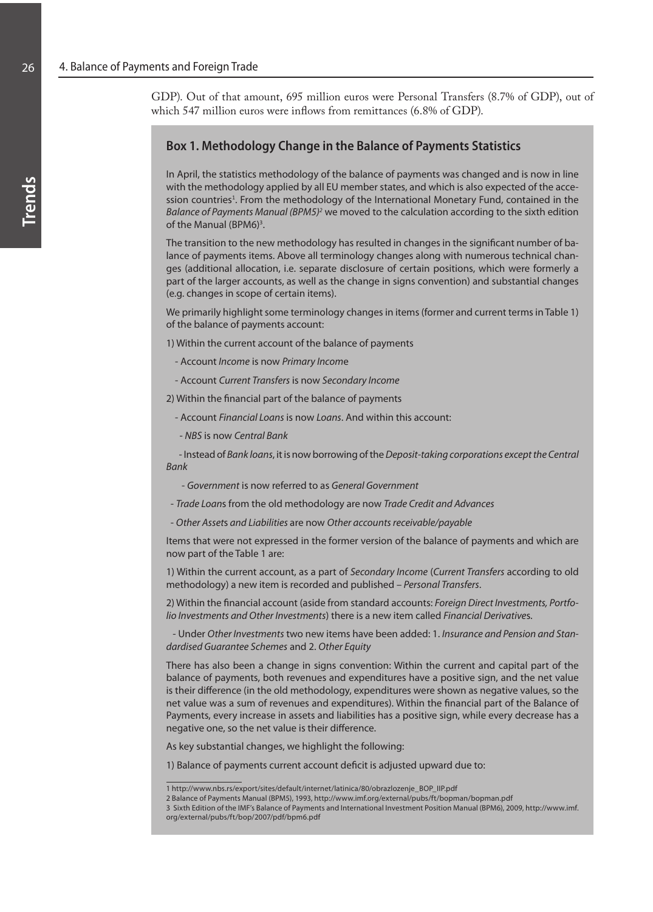GDP). Out of that amount, 695 million euros were Personal Transfers (8.7% of GDP), out of which 547 million euros were inflows from remittances (6.8% of GDP).

## Box 1. Methodology Change in the Balance of Payments Statistics

In April, the statistics methodology of the balance of payments was changed and is now in line with the methodology applied by all EU member states, and which is also expected of the accession countries[1]. From the methodology of the International Monetary Fund, contained in the *Balance of Payments Manual (BPM5)*[2] we moved to the calculation according to the sixth edition of the Manual (BPM6)[3].

The transition to the new methodology has resulted in changes in the significant number of balance of payments items. Above all terminology changes along with numerous technical changes (additional allocation, i.e. separate disclosure of certain positions, which were formerly a part of the larger accounts, as well as the change in signs convention) and substantial changes (e.g. changes in scope of certain items).

We primarily highlight some terminology changes in items (former and current terms in Table 1) of the balance of payments account:

1) Within the current account of the balance of payments

- Account *Income* is now *Primary Income*
- Account *Current Transfers* is now *Secondary Income*

2) Within the financial part of the balance of payments

- Account *Financial Loans* is now *Loans*. And within this account:
  - *NBS* is now *Central Bank*
  - Instead of *Bank loans*, it is now borrowing of the *Deposit-taking corporations except the Central Bank*
  - *Government* is now referred to as *General Government*
- *Trade Loans* from the old methodology are now *Trade Credit and Advances*
- *Other Assets and Liabilities* are now *Other accounts receivable/payable*

Items that were not expressed in the former version of the balance of payments and which are now part of the Table 1 are:

1) Within the current account, as a part of *Secondary Income* (*Current Transfers* according to old methodology) a new item is recorded and published – *Personal Transfers*.

2) Within the financial account (aside from standard accounts: *Foreign Direct Investments, Portfolio Investments and Other Investments*) there is a new item called *Financial Derivatives*.

- Under *Other Investments* two new items have been added: 1. *Insurance and Pension and Standardised Guarantee Schemes* and 2. *Other Equity*

There has also been a change in signs convention: Within the current and capital part of the balance of payments, both revenues and expenditures have a positive sign, and the net value is their difference (in the old methodology, expenditures were shown as negative values, so the net value was a sum of revenues and expenditures). Within the financial part of the Balance of Payments, every increase in assets and liabilities has a positive sign, while every decrease has a negative one, so the net value is their difference.

As key substantial changes, we highlight the following:

1) Balance of payments current account deficit is adjusted upward due to:

---

1 http://www.nbs.rs/export/sites/default/internet/latinica/80/obrazlozenje_BOP_IIP.pdf

2 Balance of Payments Manual (BPM5), 1993, http://www.imf.org/external/pubs/ft/bopman/bopman.pdf

3 Sixth Edition of the IMF's Balance of Payments and International Investment Position Manual (BPM6), 2009, http://www.imf.org/external/pubs/ft/bop/2007/pdf/bpm6.pdf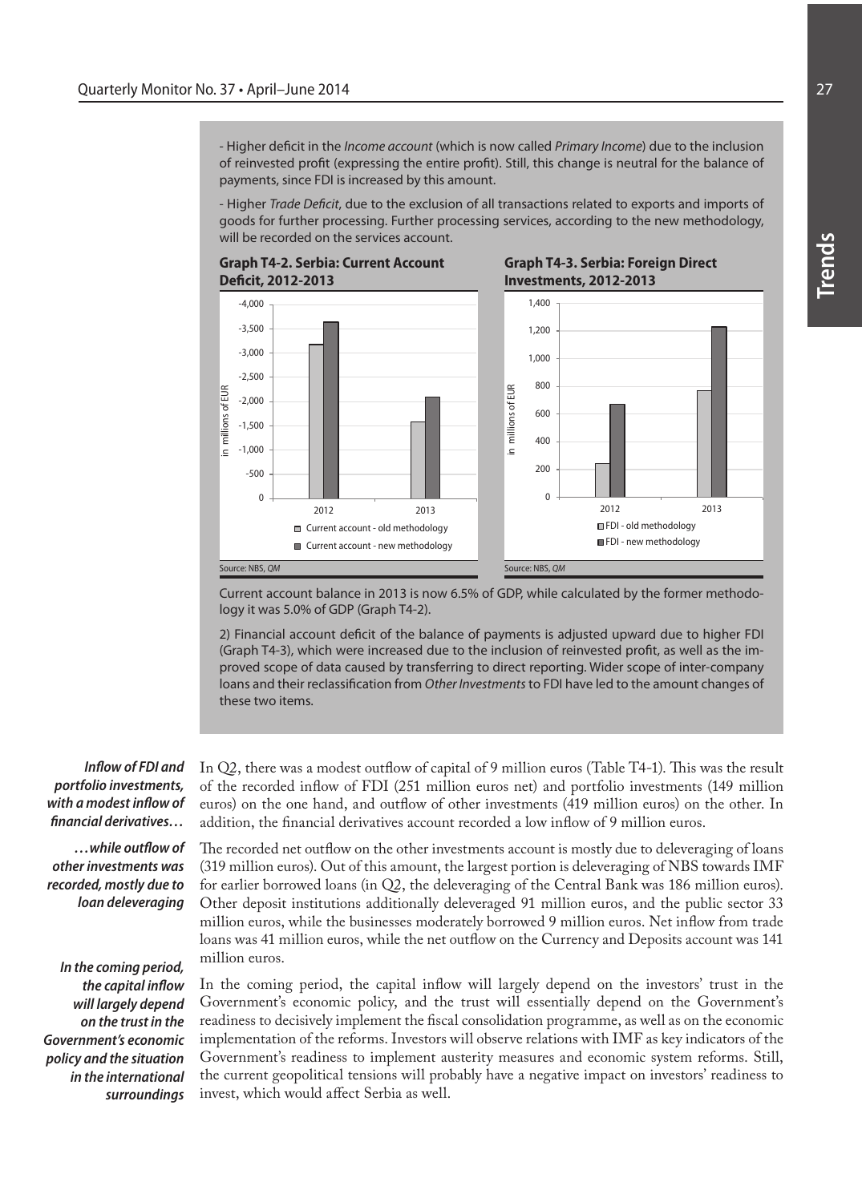- Higher deficit in the *Income account* (which is now called *Primary Income*) due to the inclusion of reinvested profit (expressing the entire profit). Still, this change is neutral for the balance of payments, since FDI is increased by this amount.

- Higher *Trade Deficit*, due to the exclusion of all transactions related to exports and imports of goods for further processing. Further processing services, according to the new methodology, will be recorded on the services account.

**Graph T4-2. Serbia: Current Account Deficit, 2012-2013**

Source: NBS, *QM*

**Graph T4-3. Serbia: Foreign Direct Investments, 2012-2013**

Source: NBS, *QM*

Current account balance in 2013 is now 6.5% of GDP, while calculated by the former methodology it was 5.0% of GDP (Graph T4-2).

2) Financial account deficit of the balance of payments is adjusted upward due to higher FDI (Graph T4-3), which were increased due to the inclusion of reinvested profit, as well as the improved scope of data caused by transferring to direct reporting. Wider scope of inter-company loans and their reclassification from *Other Investments* to FDI have led to the amount changes of these two items.

***Inflow of FDI and portfolio investments, with a modest inflow of financial derivatives…***

In Q2, there was a modest outflow of capital of 9 million euros (Table T4-1). This was the result of the recorded inflow of FDI (251 million euros net) and portfolio investments (149 million euros) on the one hand, and outflow of other investments (419 million euros) on the other. In addition, the financial derivatives account recorded a low inflow of 9 million euros.

***…while outflow of other investments was recorded, mostly due to loan deleveraging***

The recorded net outflow on the other investments account is mostly due to deleveraging of loans (319 million euros). Out of this amount, the largest portion is deleveraging of NBS towards IMF for earlier borrowed loans (in Q2, the deleveraging of the Central Bank was 186 million euros). Other deposit institutions additionally deleveraged 91 million euros, and the public sector 33 million euros, while the businesses moderately borrowed 9 million euros. Net inflow from trade loans was 41 million euros, while the net outflow on the Currency and Deposits account was 141 million euros.

***In the coming period, the capital inflow will largely depend on the trust in the Government's economic policy and the situation in the international surroundings***

In the coming period, the capital inflow will largely depend on the investors' trust in the Government's economic policy, and the trust will essentially depend on the Government's readiness to decisively implement the fiscal consolidation programme, as well as on the economic implementation of the reforms. Investors will observe relations with IMF as key indicators of the Government's readiness to implement austerity measures and economic system reforms. Still, the current geopolitical tensions will probably have a negative impact on investors' readiness to invest, which would affect Serbia as well.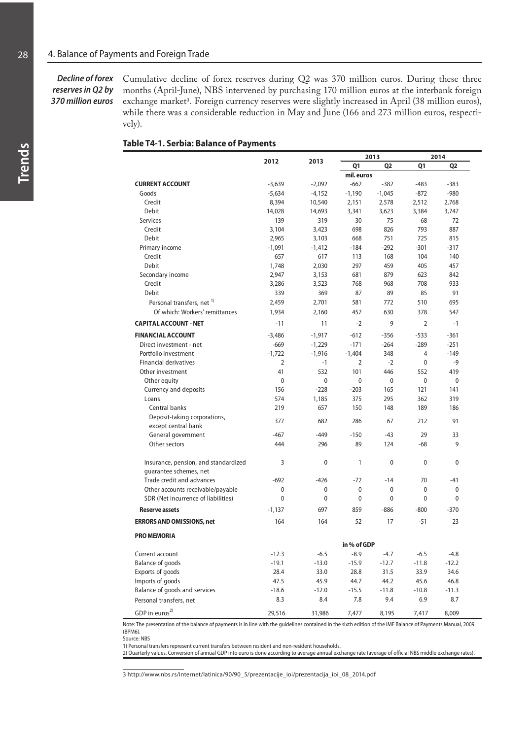*Decline of forex reserves in Q2 by 370 million euros*

Cumulative decline of forex reserves during Q2 was 370 million euros. During these three months (April-June), NBS intervened by purchasing 170 million euros at the interbank foreign exchange market[3]. Foreign currency reserves were slightly increased in April (38 million euros), while there was a considerable reduction in May and June (166 and 273 million euros, respectively).

**Table T4-1. Serbia: Balance of Payments**

| | 2012 | 2013 | 2013 | | 2014 | |
|---|---|---|---|---|---|---|
| | | | Q1 | Q2 | Q1 | Q2 |
| | | | mil. euros | | | |
| **CURRENT ACCOUNT** | -3,639 | -2,092 | -662 | -382 | -483 | -383 |
| Goods | -5,634 | -4,152 | -1,190 | -1,045 | -872 | -980 |
| Credit | 8,394 | 10,540 | 2,151 | 2,578 | 2,512 | 2,768 |
| Debit | 14,028 | 14,693 | 3,341 | 3,623 | 3,384 | 3,747 |
| Services | 139 | 319 | 30 | 75 | 68 | 72 |
| Credit | 3,104 | 3,423 | 698 | 826 | 793 | 887 |
| Debit | 2,965 | 3,103 | 668 | 751 | 725 | 815 |
| Primary income | -1,091 | -1,412 | -184 | -292 | -301 | -317 |
| Credit | 657 | 617 | 113 | 168 | 104 | 140 |
| Debit | 1,748 | 2,030 | 297 | 459 | 405 | 457 |
| Secondary income | 2,947 | 3,153 | 681 | 879 | 623 | 842 |
| Credit | 3,286 | 3,523 | 768 | 968 | 708 | 933 |
| Debit | 339 | 369 | 87 | 89 | 85 | 91 |
| Personal transfers, net [1] | 2,459 | 2,701 | 581 | 772 | 510 | 695 |
| Of which: Workers' remittances | 1,934 | 2,160 | 457 | 630 | 378 | 547 |
| **CAPITAL ACCOUNT - NET** | -11 | 11 | -2 | 9 | 2 | -1 |
| **FINANCIAL ACCOUNT** | -3,486 | -1,917 | -612 | -356 | -533 | -361 |
| Direct investment - net | -669 | -1,229 | -171 | -264 | -289 | -251 |
| Portfolio investment | -1,722 | -1,916 | -1,404 | 348 | 4 | -149 |
| Financial derivatives | 2 | -1 | 2 | -2 | 0 | -9 |
| Other investment | 41 | 532 | 101 | 446 | 552 | 419 |
| Other equity | 0 | 0 | 0 | 0 | 0 | 0 |
| Currency and deposits | 156 | -228 | -203 | 165 | 121 | 141 |
| Loans | 574 | 1,185 | 375 | 295 | 362 | 319 |
| Central banks | 219 | 657 | 150 | 148 | 189 | 186 |
| Deposit-taking corporations, except central bank | 377 | 682 | 286 | 67 | 212 | 91 |
| General government | -467 | -449 | -150 | -43 | 29 | 33 |
| Other sectors | 444 | 296 | 89 | 124 | -68 | 9 |
| Insurance, pension, and standardized guarantee schemes, net | 3 | 0 | 1 | 0 | 0 | 0 |
| Trade credit and advances | -692 | -426 | -72 | -14 | 70 | -41 |
| Other accounts receivable/payable | 0 | 0 | 0 | 0 | 0 | 0 |
| SDR (Net incurrence of liabilities) | 0 | 0 | 0 | 0 | 0 | 0 |
| **Reserve assets** | -1,137 | 697 | 859 | -886 | -800 | -370 |
| **ERRORS AND OMISSIONS, net** | 164 | 164 | 52 | 17 | -51 | 23 |
| **PRO MEMORIA** | | | | | | |
| | | | in % of GDP | | | |
| Current account | -12.3 | -6.5 | -8.9 | -4.7 | -6.5 | -4.8 |
| Balance of goods | -19.1 | -13.0 | -15.9 | -12.7 | -11.8 | -12.2 |
| Exports of goods | 28.4 | 33.0 | 28.8 | 31.5 | 33.9 | 34.6 |
| Imports of goods | 47.5 | 45.9 | 44.7 | 44.2 | 45.6 | 46.8 |
| Balance of goods and services | -18.6 | -12.0 | -15.5 | -11.8 | -10.8 | -11.3 |
| Personal transfers, net | 8.3 | 8.4 | 7.8 | 9.4 | 6.9 | 8.7 |
| GDP in euros[2] | 29,516 | 31,986 | 7,477 | 8,195 | 7,417 | 8,009 |

Note: The presentation of the balance of payments is in line with the guidelines contained in the sixth edition of the IMF Balance of Payments Manual, 2009 (BPM6).
Source: NBS
1) Personal transfers represent current transfers between resident and non-resident households.
2) Quarterly values. Conversion of annual GDP into euro is done according to average annual exchange rate (average of official NBS middle exchange rates).

3 http://www.nbs.rs/internet/latinica/90/90_5/prezentacije_ioi/prezentacija_ioi_08_2014.pdf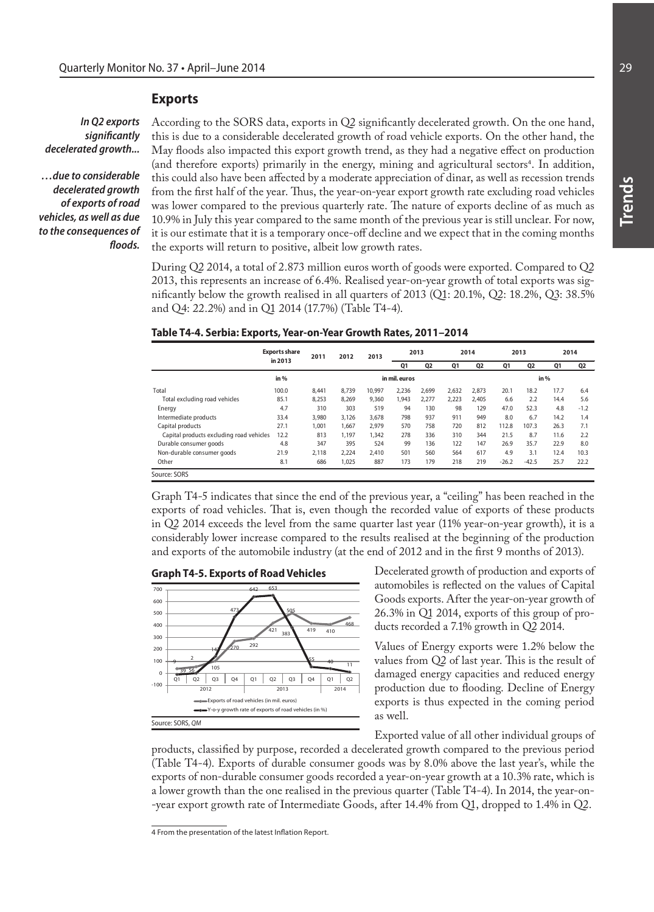## Exports

*In Q2 exports significantly decelerated growth...*

*…due to considerable decelerated growth of exports of road vehicles, as well as due to the consequences of floods.*

According to the SORS data, exports in Q2 significantly decelerated growth. On the one hand, this is due to a considerable decelerated growth of road vehicle exports. On the other hand, the May floods also impacted this export growth trend, as they had a negative effect on production (and therefore exports) primarily in the energy, mining and agricultural sectors[4]. In addition, this could also have been affected by a moderate appreciation of dinar, as well as recession trends from the first half of the year. Thus, the year-on-year export growth rate excluding road vehicles was lower compared to the previous quarterly rate. The nature of exports decline of as much as 10.9% in July this year compared to the same month of the previous year is still unclear. For now, it is our estimate that it is a temporary once-off decline and we expect that in the coming months the exports will return to positive, albeit low growth rates.

During Q2 2014, a total of 2.873 million euros worth of goods were exported. Compared to Q2 2013, this represents an increase of 6.4%. Realised year-on-year growth of total exports was significantly below the growth realised in all quarters of 2013 (Q1: 20.1%, Q2: 18.2%, Q3: 38.5% and Q4: 22.2%) and in Q1 2014 (17.7%) (Table T4-4).

**Table T4-4. Serbia: Exports, Year-on-Year Growth Rates, 2011–2014**

| | Exports share in 2013 | 2011 | 2012 | 2013 | 2013 | | 2014 | | 2013 | | 2014 | |
|---|---|---|---|---|---|---|---|---|---|---|---|---|
| | | | | | Q1 | Q2 | Q1 | Q2 | Q1 | Q2 | Q1 | Q2 |
| | in % | in mil. euros | | | | | | | in % | | | |
| Total | 100.0 | 8,441 | 8,739 | 10,997 | 2,236 | 2,699 | 2,632 | 2,873 | 20.1 | 18.2 | 17.7 | 6.4 |
| Total excluding road vehicles | 85.1 | 8,253 | 8,269 | 9,360 | 1,943 | 2,277 | 2,223 | 2,405 | 6.6 | 2.2 | 14.4 | 5.6 |
| Energy | 4.7 | 310 | 303 | 519 | 94 | 130 | 98 | 129 | 47.0 | 52.3 | 4.8 | -1.2 |
| Intermediate products | 33.4 | 3,980 | 3,126 | 3,678 | 798 | 937 | 911 | 949 | 8.0 | 6.7 | 14.2 | 1.4 |
| Capital products | 27.1 | 1,001 | 1,667 | 2,979 | 570 | 758 | 720 | 812 | 112.8 | 107.3 | 26.3 | 7.1 |
| Capital products excluding road vehicles | 12.2 | 813 | 1,197 | 1,342 | 278 | 336 | 310 | 344 | 21.5 | 8.7 | 11.6 | 2.2 |
| Durable consumer goods | 4.8 | 347 | 395 | 524 | 99 | 136 | 122 | 147 | 26.9 | 35.7 | 22.9 | 8.0 |
| Non-durable consumer goods | 21.9 | 2,118 | 2,224 | 2,410 | 501 | 560 | 564 | 617 | 4.9 | 3.1 | 12.4 | 10.3 |
| Other | 8.1 | 686 | 1,025 | 887 | 173 | 179 | 218 | 219 | -26.2 | -42.5 | 25.7 | 22.2 |

Source: SORS

Graph T4-5 indicates that since the end of the previous year, a "ceiling" has been reached in the exports of road vehicles. That is, even though the recorded value of exports of these products in Q2 2014 exceeds the level from the same quarter last year (11% year-on-year growth), it is a considerably lower increase compared to the results realised at the beginning of the production and exports of the automobile industry (at the end of 2012 and in the first 9 months of 2013).

**Graph T4-5. Exports of Road Vehicles**

Source: SORS, *QM*

Decelerated growth of production and exports of automobiles is reflected on the values of Capital Goods exports. After the year-on-year growth of 26.3% in Q1 2014, exports of this group of products recorded a 7.1% growth in Q2 2014.

Values of Energy exports were 1.2% below the values from Q2 of last year. This is the result of damaged energy capacities and reduced energy production due to flooding. Decline of Energy exports is thus expected in the coming period as well.

Exported value of all other individual groups of products, classified by purpose, recorded a decelerated growth compared to the previous period (Table T4-4). Exports of durable consumer goods was by 8.0% above the last year's, while the exports of non-durable consumer goods recorded a year-on-year growth at a 10.3% rate, which is a lower growth than the one realised in the previous quarter (Table T4-4). In 2014, the year-on-year export growth rate of Intermediate Goods, after 14.4% from Q1, dropped to 1.4% in Q2.

---

4 From the presentation of the latest Inflation Report.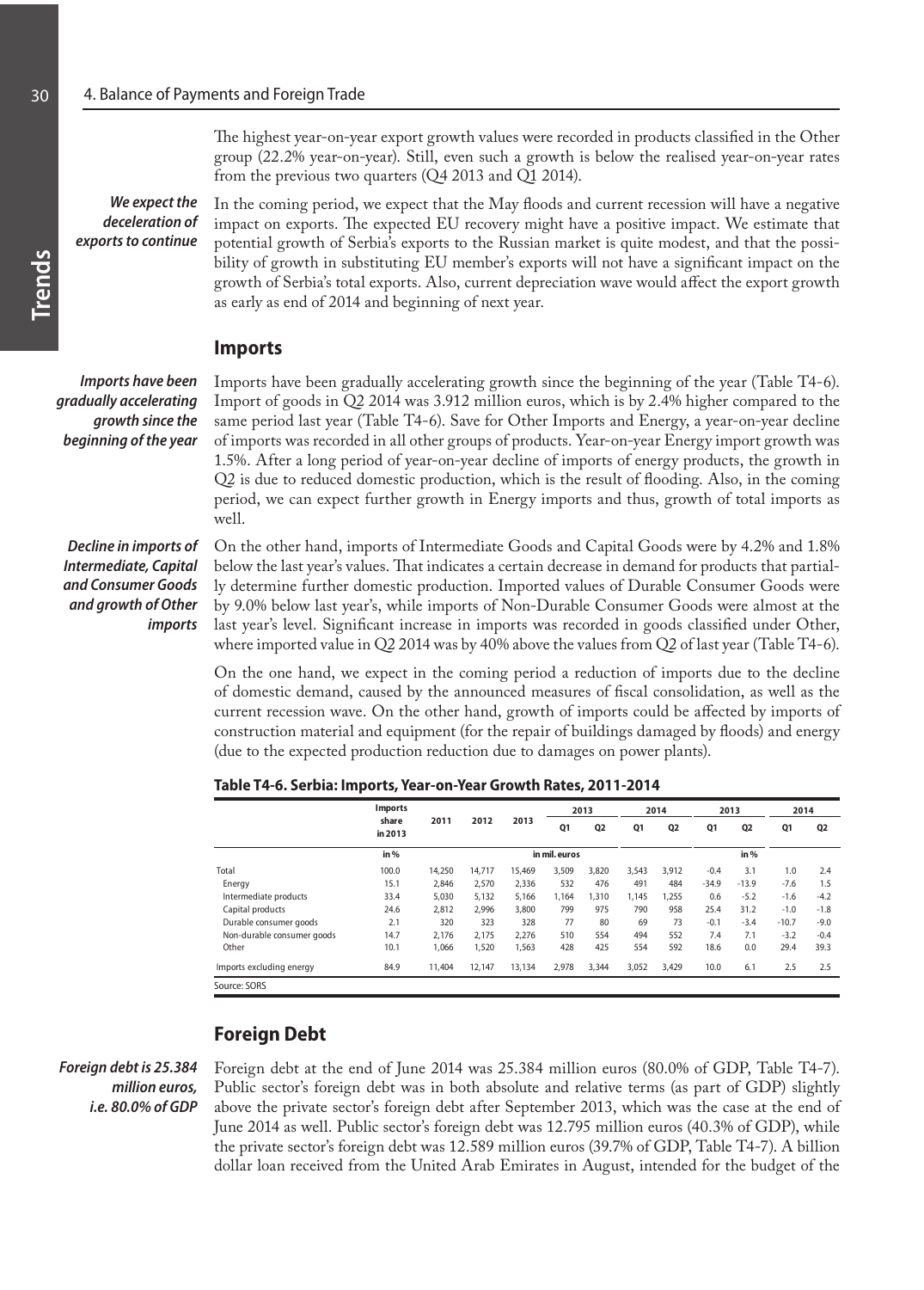The highest year-on-year export growth values were recorded in products classified in the Other group (22.2% year-on-year). Still, even such a growth is below the realised year-on-year rates from the previous two quarters (Q4 2013 and Q1 2014).

*We expect the deceleration of exports to continue*

In the coming period, we expect that the May floods and current recession will have a negative impact on exports. The expected EU recovery might have a positive impact. We estimate that potential growth of Serbia's exports to the Russian market is quite modest, and that the possibility of growth in substituting EU member's exports will not have a significant impact on the growth of Serbia's total exports. Also, current depreciation wave would affect the export growth as early as end of 2014 and beginning of next year.

## Imports

*Imports have been gradually accelerating growth since the beginning of the year*

Imports have been gradually accelerating growth since the beginning of the year (Table T4-6). Import of goods in Q2 2014 was 3.912 million euros, which is by 2.4% higher compared to the same period last year (Table T4-6). Save for Other Imports and Energy, a year-on-year decline of imports was recorded in all other groups of products. Year-on-year Energy import growth was 1.5%. After a long period of year-on-year decline of imports of energy products, the growth in Q2 is due to reduced domestic production, which is the result of flooding. Also, in the coming period, we can expect further growth in Energy imports and thus, growth of total imports as well.

*Decline in imports of Intermediate, Capital and Consumer Goods and growth of Other imports*

On the other hand, imports of Intermediate Goods and Capital Goods were by 4.2% and 1.8% below the last year's values. That indicates a certain decrease in demand for products that partially determine further domestic production. Imported values of Durable Consumer Goods were by 9.0% below last year's, while imports of Non-Durable Consumer Goods were almost at the last year's level. Significant increase in imports was recorded in goods classified under Other, where imported value in Q2 2014 was by 40% above the values from Q2 of last year (Table T4-6).

On the one hand, we expect in the coming period a reduction of imports due to the decline of domestic demand, caused by the announced measures of fiscal consolidation, as well as the current recession wave. On the other hand, growth of imports could be affected by imports of construction material and equipment (for the repair of buildings damaged by floods) and energy (due to the expected production reduction due to damages on power plants).

**Table T4-6. Serbia: Imports, Year-on-Year Growth Rates, 2011-2014**

| | Imports share in 2013 | 2011 | 2012 | 2013 | 2013 | | 2014 | | 2013 | | 2014 | |
|---|---|---|---|---|---|---|---|---|---|---|---|---|
| | | | | | Q1 | Q2 | Q1 | Q2 | Q1 | Q2 | Q1 | Q2 |
| | in % | in mil. euros | | | | | | | in % | | | |
| Total | 100.0 | 14,250 | 14,717 | 15,469 | 3,509 | 3,820 | 3,543 | 3,912 | -0.4 | 3.1 | 1.0 | 2.4 |
| Energy | 15.1 | 2,846 | 2,570 | 2,336 | 532 | 476 | 491 | 484 | -34.9 | -13.9 | -7.6 | 1.5 |
| Intermediate products | 33.4 | 5,030 | 5,132 | 5,166 | 1,164 | 1,310 | 1,145 | 1,255 | 0.6 | -5.2 | -1.6 | -4.2 |
| Capital products | 24.6 | 2,812 | 2,996 | 3,800 | 799 | 975 | 790 | 958 | 25.4 | 31.2 | -1.0 | -1.8 |
| Durable consumer goods | 2.1 | 320 | 323 | 328 | 77 | 80 | 69 | 73 | -0.1 | -3.4 | -10.7 | -9.0 |
| Non-durable consumer goods | 14.7 | 2,176 | 2,175 | 2,276 | 510 | 554 | 494 | 552 | 7.4 | 7.1 | -3.2 | -0.4 |
| Other | 10.1 | 1,066 | 1,520 | 1,563 | 428 | 425 | 554 | 592 | 18.6 | 0.0 | 29.4 | 39.3 |
| Imports excluding energy | 84.9 | 11,404 | 12,147 | 13,134 | 2,978 | 3,344 | 3,052 | 3,429 | 10.0 | 6.1 | 2.5 | 2.5 |

Source: SORS

## Foreign Debt

*Foreign debt is 25.384 million euros, i.e. 80.0% of GDP*

Foreign debt at the end of June 2014 was 25.384 million euros (80.0% of GDP, Table T4-7). Public sector's foreign debt was in both absolute and relative terms (as part of GDP) slightly above the private sector's foreign debt after September 2013, which was the case at the end of June 2014 as well. Public sector's foreign debt was 12.795 million euros (40.3% of GDP), while the private sector's foreign debt was 12.589 million euros (39.7% of GDP, Table T4-7). A billion dollar loan received from the United Arab Emirates in August, intended for the budget of the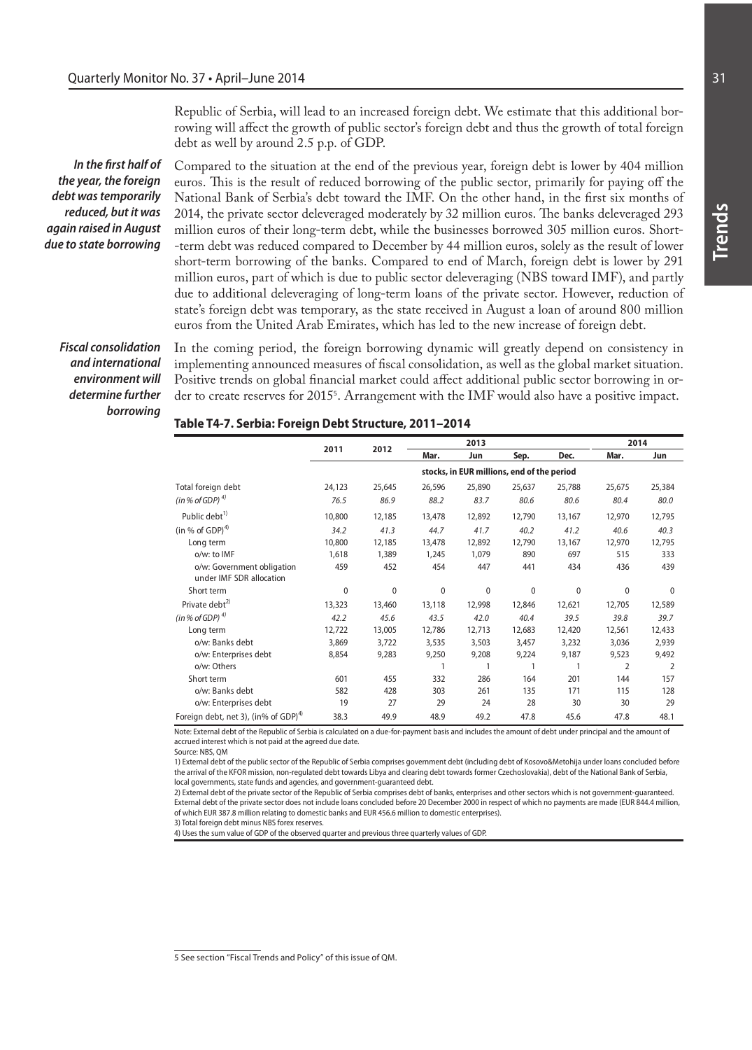Republic of Serbia, will lead to an increased foreign debt. We estimate that this additional borrowing will affect the growth of public sector's foreign debt and thus the growth of total foreign debt as well by around 2.5 p.p. of GDP.

***In the first half of the year, the foreign debt was temporarily reduced, but it was again raised in August due to state borrowing***

Compared to the situation at the end of the previous year, foreign debt is lower by 404 million euros. This is the result of reduced borrowing of the public sector, primarily for paying off the National Bank of Serbia's debt toward the IMF. On the other hand, in the first six months of 2014, the private sector deleveraged moderately by 32 million euros. The banks deleveraged 293 million euros of their long-term debt, while the businesses borrowed 305 million euros. Short--term debt was reduced compared to December by 44 million euros, solely as the result of lower short-term borrowing of the banks. Compared to end of March, foreign debt is lower by 291 million euros, part of which is due to public sector deleveraging (NBS toward IMF), and partly due to additional deleveraging of long-term loans of the private sector. However, reduction of state's foreign debt was temporary, as the state received in August a loan of around 800 million euros from the United Arab Emirates, which has led to the new increase of foreign debt.

***Fiscal consolidation and international environment will determine further borrowing***

In the coming period, the foreign borrowing dynamic will greatly depend on consistency in implementing announced measures of fiscal consolidation, as well as the global market situation. Positive trends on global financial market could affect additional public sector borrowing in order to create reserves for 2015[5]. Arrangement with the IMF would also have a positive impact.

**Table T4-7. Serbia: Foreign Debt Structure, 2011–2014**

| | 2011 | 2012 | 2013 | | | | 2014 | |
|---|---|---|---|---|---|---|---|---|
| | | | Mar. | Jun | Sep. | Dec. | Mar. | Jun |
| | stocks, in EUR millions, end of the period | | | | | | | |
| Total foreign debt | 24,123 | 25,645 | 26,596 | 25,890 | 25,637 | 25,788 | 25,675 | 25,384 |
| *(in % of GDP)* [4] | *76.5* | *86.9* | *88.2* | *83.7* | *80.6* | *80.6* | *80.4* | *80.0* |
| Public debt[1] | 10,800 | 12,185 | 13,478 | 12,892 | 12,790 | 13,167 | 12,970 | 12,795 |
| (in % of GDP)[4] | *34.2* | *41.3* | *44.7* | *41.7* | *40.2* | *41.2* | *40.6* | *40.3* |
| Long term | 10,800 | 12,185 | 13,478 | 12,892 | 12,790 | 13,167 | 12,970 | 12,795 |
| o/w: to IMF | 1,618 | 1,389 | 1,245 | 1,079 | 890 | 697 | 515 | 333 |
| o/w: Government obligation under IMF SDR allocation | 459 | 452 | 454 | 447 | 441 | 434 | 436 | 439 |
| Short term | 0 | 0 | 0 | 0 | 0 | 0 | 0 | 0 |
| Private debt[2] | 13,323 | 13,460 | 13,118 | 12,998 | 12,846 | 12,621 | 12,705 | 12,589 |
| *(in % of GDP)* [4] | *42.2* | *45.6* | *43.5* | *42.0* | *40.4* | *39.5* | *39.8* | *39.7* |
| Long term | 12,722 | 13,005 | 12,786 | 12,713 | 12,683 | 12,420 | 12,561 | 12,433 |
| o/w: Banks debt | 3,869 | 3,722 | 3,535 | 3,503 | 3,457 | 3,232 | 3,036 | 2,939 |
| o/w: Enterprises debt | 8,854 | 9,283 | 9,250 | 9,208 | 9,224 | 9,187 | 9,523 | 9,492 |
| o/w: Others | | | 1 | 1 | 1 | 1 | 2 | 2 |
| Short term | 601 | 455 | 332 | 286 | 164 | 201 | 144 | 157 |
| o/w: Banks debt | 582 | 428 | 303 | 261 | 135 | 171 | 115 | 128 |
| o/w: Enterprises debt | 19 | 27 | 29 | 24 | 28 | 30 | 30 | 29 |
| Foreign debt, net 3), (in% of GDP)[4] | 38.3 | 49.9 | 48.9 | 49.2 | 47.8 | 45.6 | 47.8 | 48.1 |

Note: External debt of the Republic of Serbia is calculated on a due-for-payment basis and includes the amount of debt under principal and the amount of accrued interest which is not paid at the agreed due date.

Source: NBS, QM

1) External debt of the public sector of the Republic of Serbia comprises government debt (including debt of Kosovo&Metohija under loans concluded before the arrival of the KFOR mission, non-regulated debt towards Libya and clearing debt towards former Czechoslovakia), debt of the National Bank of Serbia, local governments, state funds and agencies, and government-guaranteed debt.

2) External debt of the private sector of the Republic of Serbia comprises debt of banks, enterprises and other sectors which is not government-guaranteed. External debt of the private sector does not include loans concluded before 20 December 2000 in respect of which no payments are made (EUR 844.4 million, of which EUR 387.8 million relating to domestic banks and EUR 456.6 million to domestic enterprises).

3) Total foreign debt minus NBS forex reserves.

4) Uses the sum value of GDP of the observed quarter and previous three quarterly values of GDP.

5 See section "Fiscal Trends and Policy" of this issue of QM.